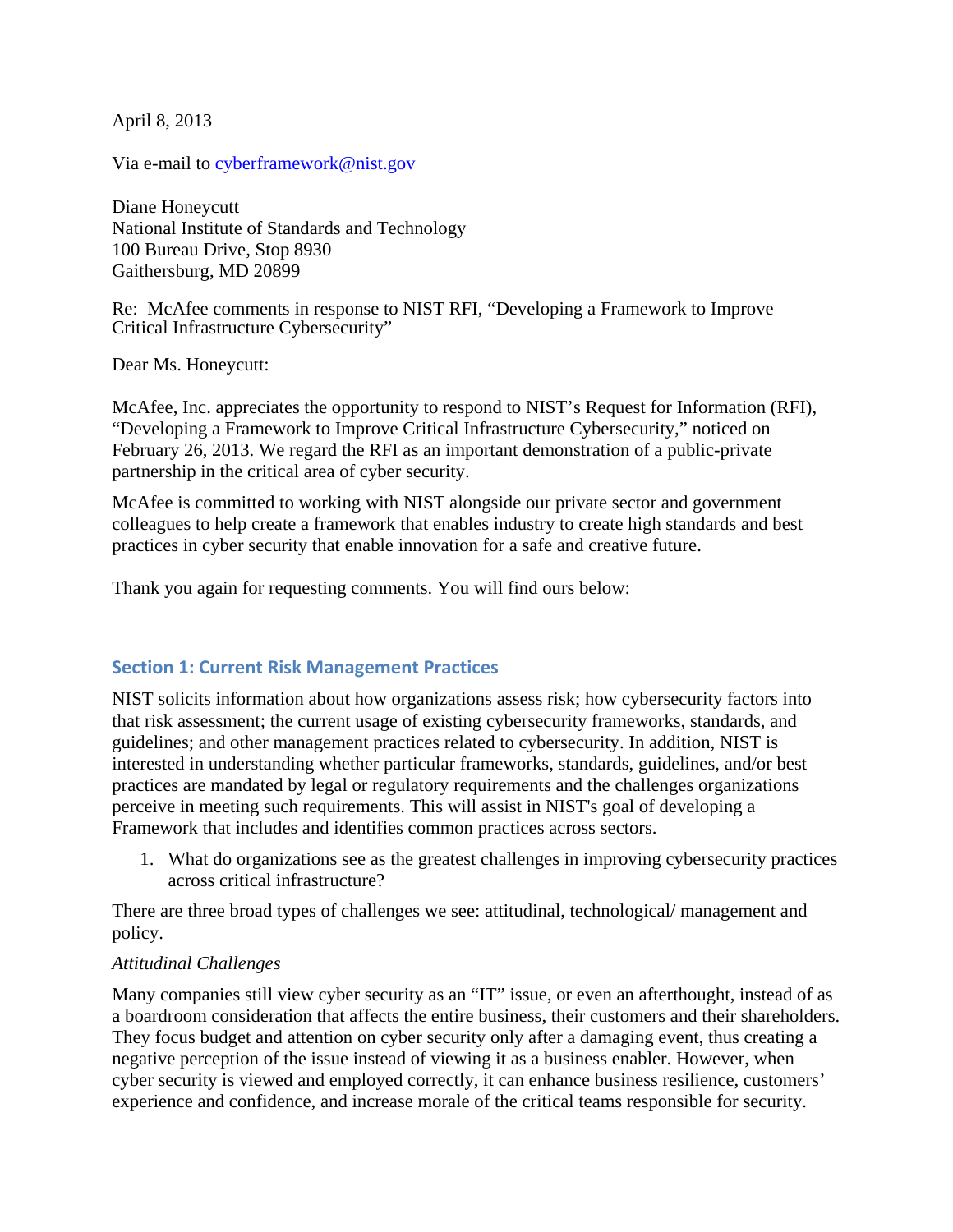April 8, 2013

Via e-mail to cyberframework@nist.gov

Diane Honeycutt
National Institute of Standards and Technology
100 Bureau Drive, Stop 8930
Gaithersburg, MD 20899

Re: McAfee comments in response to NIST RFI, "Developing a Framework to Improve Critical Infrastructure Cybersecurity"

Dear Ms. Honeycutt:

McAfee, Inc. appreciates the opportunity to respond to NIST's Request for Information (RFI), "Developing a Framework to Improve Critical Infrastructure Cybersecurity," noticed on February 26, 2013. We regard the RFI as an important demonstration of a public-private partnership in the critical area of cyber security.

McAfee is committed to working with NIST alongside our private sector and government colleagues to help create a framework that enables industry to create high standards and best practices in cyber security that enable innovation for a safe and creative future.

Thank you again for requesting comments. You will find ours below:

## Section 1: Current Risk Management Practices

NIST solicits information about how organizations assess risk; how cybersecurity factors into that risk assessment; the current usage of existing cybersecurity frameworks, standards, and guidelines; and other management practices related to cybersecurity. In addition, NIST is interested in understanding whether particular frameworks, standards, guidelines, and/or best practices are mandated by legal or regulatory requirements and the challenges organizations perceive in meeting such requirements. This will assist in NIST's goal of developing a Framework that includes and identifies common practices across sectors.

1. What do organizations see as the greatest challenges in improving cybersecurity practices across critical infrastructure?

There are three broad types of challenges we see: attitudinal, technological/ management and policy.

*Attitudinal Challenges*

Many companies still view cyber security as an "IT" issue, or even an afterthought, instead of as a boardroom consideration that affects the entire business, their customers and their shareholders. They focus budget and attention on cyber security only after a damaging event, thus creating a negative perception of the issue instead of viewing it as a business enabler. However, when cyber security is viewed and employed correctly, it can enhance business resilience, customers' experience and confidence, and increase morale of the critical teams responsible for security.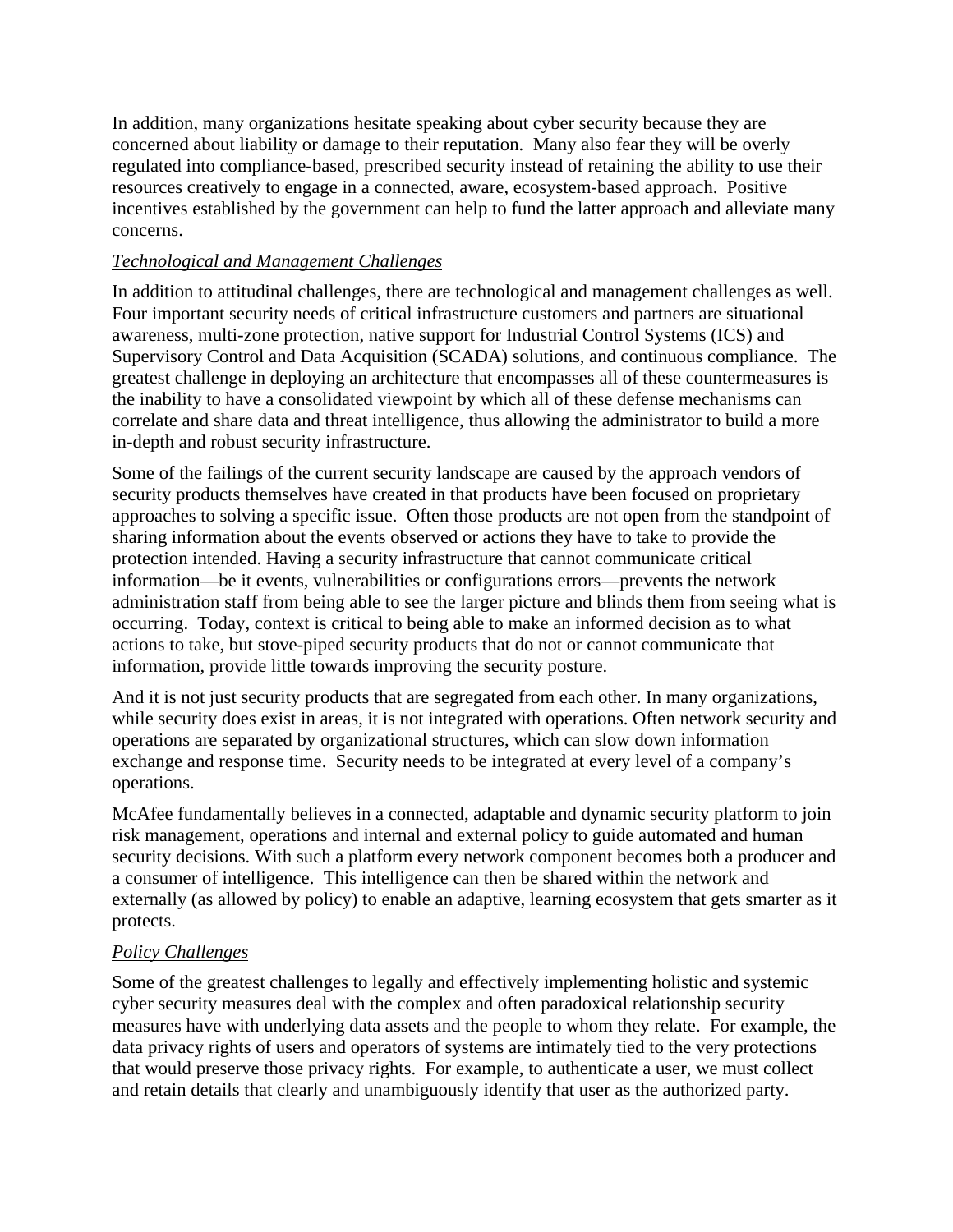In addition, many organizations hesitate speaking about cyber security because they are concerned about liability or damage to their reputation. Many also fear they will be overly regulated into compliance-based, prescribed security instead of retaining the ability to use their resources creatively to engage in a connected, aware, ecosystem-based approach. Positive incentives established by the government can help to fund the latter approach and alleviate many concerns.

*Technological and Management Challenges*

In addition to attitudinal challenges, there are technological and management challenges as well. Four important security needs of critical infrastructure customers and partners are situational awareness, multi-zone protection, native support for Industrial Control Systems (ICS) and Supervisory Control and Data Acquisition (SCADA) solutions, and continuous compliance. The greatest challenge in deploying an architecture that encompasses all of these countermeasures is the inability to have a consolidated viewpoint by which all of these defense mechanisms can correlate and share data and threat intelligence, thus allowing the administrator to build a more in-depth and robust security infrastructure.

Some of the failings of the current security landscape are caused by the approach vendors of security products themselves have created in that products have been focused on proprietary approaches to solving a specific issue. Often those products are not open from the standpoint of sharing information about the events observed or actions they have to take to provide the protection intended. Having a security infrastructure that cannot communicate critical information—be it events, vulnerabilities or configurations errors—prevents the network administration staff from being able to see the larger picture and blinds them from seeing what is occurring. Today, context is critical to being able to make an informed decision as to what actions to take, but stove-piped security products that do not or cannot communicate that information, provide little towards improving the security posture.

And it is not just security products that are segregated from each other. In many organizations, while security does exist in areas, it is not integrated with operations. Often network security and operations are separated by organizational structures, which can slow down information exchange and response time. Security needs to be integrated at every level of a company's operations.

McAfee fundamentally believes in a connected, adaptable and dynamic security platform to join risk management, operations and internal and external policy to guide automated and human security decisions. With such a platform every network component becomes both a producer and a consumer of intelligence. This intelligence can then be shared within the network and externally (as allowed by policy) to enable an adaptive, learning ecosystem that gets smarter as it protects.

*Policy Challenges*

Some of the greatest challenges to legally and effectively implementing holistic and systemic cyber security measures deal with the complex and often paradoxical relationship security measures have with underlying data assets and the people to whom they relate. For example, the data privacy rights of users and operators of systems are intimately tied to the very protections that would preserve those privacy rights. For example, to authenticate a user, we must collect and retain details that clearly and unambiguously identify that user as the authorized party.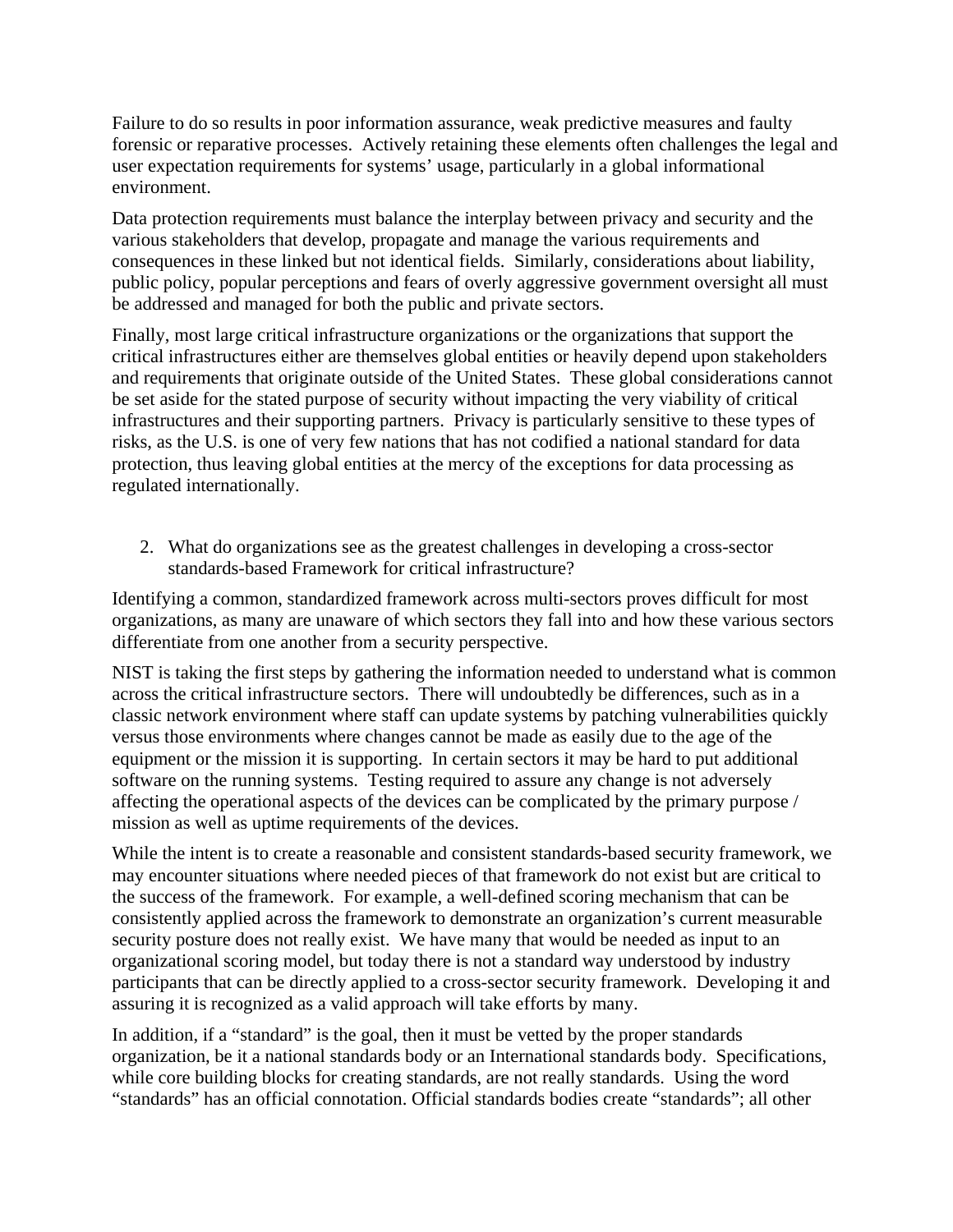Failure to do so results in poor information assurance, weak predictive measures and faulty forensic or reparative processes. Actively retaining these elements often challenges the legal and user expectation requirements for systems' usage, particularly in a global informational environment.

Data protection requirements must balance the interplay between privacy and security and the various stakeholders that develop, propagate and manage the various requirements and consequences in these linked but not identical fields. Similarly, considerations about liability, public policy, popular perceptions and fears of overly aggressive government oversight all must be addressed and managed for both the public and private sectors.

Finally, most large critical infrastructure organizations or the organizations that support the critical infrastructures either are themselves global entities or heavily depend upon stakeholders and requirements that originate outside of the United States. These global considerations cannot be set aside for the stated purpose of security without impacting the very viability of critical infrastructures and their supporting partners. Privacy is particularly sensitive to these types of risks, as the U.S. is one of very few nations that has not codified a national standard for data protection, thus leaving global entities at the mercy of the exceptions for data processing as regulated internationally.

2. What do organizations see as the greatest challenges in developing a cross-sector standards-based Framework for critical infrastructure?

Identifying a common, standardized framework across multi-sectors proves difficult for most organizations, as many are unaware of which sectors they fall into and how these various sectors differentiate from one another from a security perspective.

NIST is taking the first steps by gathering the information needed to understand what is common across the critical infrastructure sectors. There will undoubtedly be differences, such as in a classic network environment where staff can update systems by patching vulnerabilities quickly versus those environments where changes cannot be made as easily due to the age of the equipment or the mission it is supporting. In certain sectors it may be hard to put additional software on the running systems. Testing required to assure any change is not adversely affecting the operational aspects of the devices can be complicated by the primary purpose / mission as well as uptime requirements of the devices.

While the intent is to create a reasonable and consistent standards-based security framework, we may encounter situations where needed pieces of that framework do not exist but are critical to the success of the framework. For example, a well-defined scoring mechanism that can be consistently applied across the framework to demonstrate an organization's current measurable security posture does not really exist. We have many that would be needed as input to an organizational scoring model, but today there is not a standard way understood by industry participants that can be directly applied to a cross-sector security framework. Developing it and assuring it is recognized as a valid approach will take efforts by many.

In addition, if a "standard" is the goal, then it must be vetted by the proper standards organization, be it a national standards body or an International standards body. Specifications, while core building blocks for creating standards, are not really standards. Using the word "standards" has an official connotation. Official standards bodies create "standards"; all other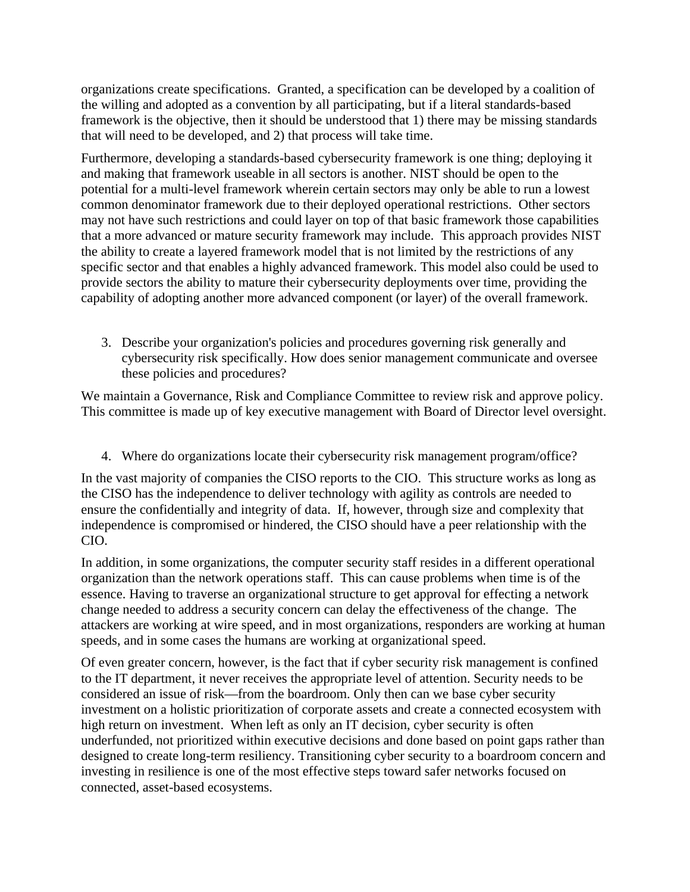organizations create specifications. Granted, a specification can be developed by a coalition of the willing and adopted as a convention by all participating, but if a literal standards-based framework is the objective, then it should be understood that 1) there may be missing standards that will need to be developed, and 2) that process will take time.

Furthermore, developing a standards-based cybersecurity framework is one thing; deploying it and making that framework useable in all sectors is another. NIST should be open to the potential for a multi-level framework wherein certain sectors may only be able to run a lowest common denominator framework due to their deployed operational restrictions. Other sectors may not have such restrictions and could layer on top of that basic framework those capabilities that a more advanced or mature security framework may include. This approach provides NIST the ability to create a layered framework model that is not limited by the restrictions of any specific sector and that enables a highly advanced framework. This model also could be used to provide sectors the ability to mature their cybersecurity deployments over time, providing the capability of adopting another more advanced component (or layer) of the overall framework.

3. Describe your organization's policies and procedures governing risk generally and cybersecurity risk specifically. How does senior management communicate and oversee these policies and procedures?

We maintain a Governance, Risk and Compliance Committee to review risk and approve policy. This committee is made up of key executive management with Board of Director level oversight.

4. Where do organizations locate their cybersecurity risk management program/office?

In the vast majority of companies the CISO reports to the CIO. This structure works as long as the CISO has the independence to deliver technology with agility as controls are needed to ensure the confidentially and integrity of data. If, however, through size and complexity that independence is compromised or hindered, the CISO should have a peer relationship with the CIO.

In addition, in some organizations, the computer security staff resides in a different operational organization than the network operations staff. This can cause problems when time is of the essence. Having to traverse an organizational structure to get approval for effecting a network change needed to address a security concern can delay the effectiveness of the change. The attackers are working at wire speed, and in most organizations, responders are working at human speeds, and in some cases the humans are working at organizational speed.

Of even greater concern, however, is the fact that if cyber security risk management is confined to the IT department, it never receives the appropriate level of attention. Security needs to be considered an issue of risk—from the boardroom. Only then can we base cyber security investment on a holistic prioritization of corporate assets and create a connected ecosystem with high return on investment. When left as only an IT decision, cyber security is often underfunded, not prioritized within executive decisions and done based on point gaps rather than designed to create long-term resiliency. Transitioning cyber security to a boardroom concern and investing in resilience is one of the most effective steps toward safer networks focused on connected, asset-based ecosystems.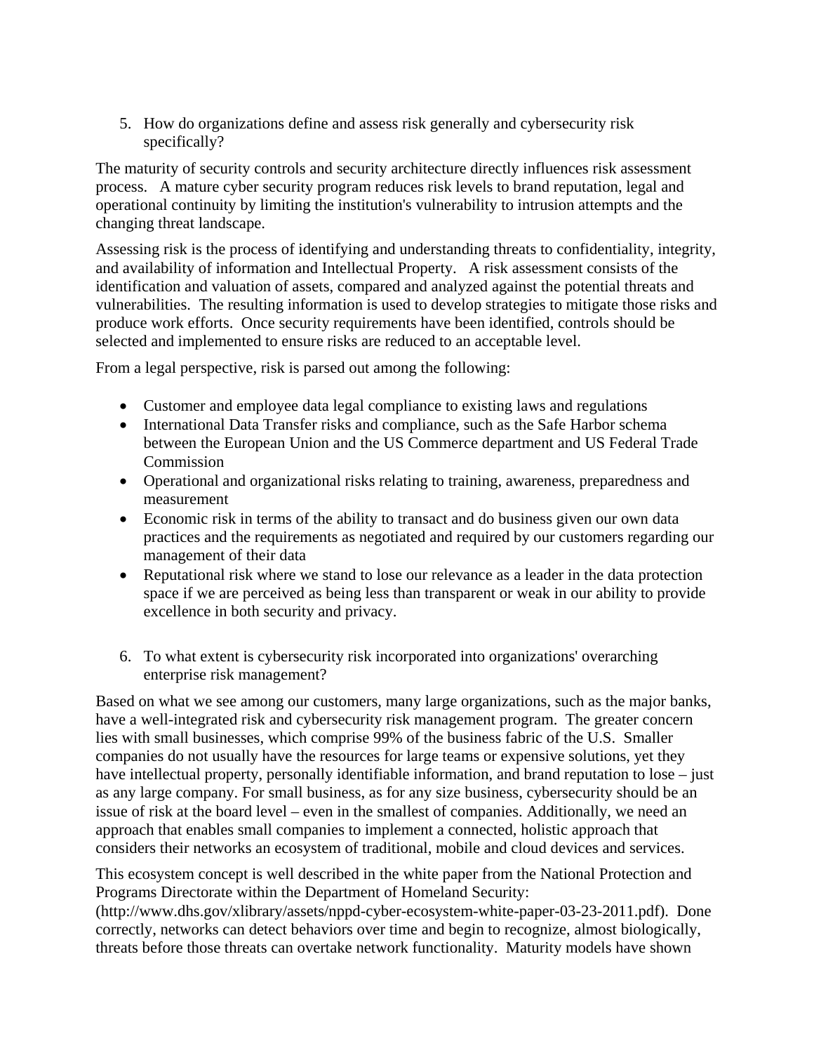5. How do organizations define and assess risk generally and cybersecurity risk specifically?

The maturity of security controls and security architecture directly influences risk assessment process. A mature cyber security program reduces risk levels to brand reputation, legal and operational continuity by limiting the institution's vulnerability to intrusion attempts and the changing threat landscape.

Assessing risk is the process of identifying and understanding threats to confidentiality, integrity, and availability of information and Intellectual Property. A risk assessment consists of the identification and valuation of assets, compared and analyzed against the potential threats and vulnerabilities. The resulting information is used to develop strategies to mitigate those risks and produce work efforts. Once security requirements have been identified, controls should be selected and implemented to ensure risks are reduced to an acceptable level.

From a legal perspective, risk is parsed out among the following:

- Customer and employee data legal compliance to existing laws and regulations
- International Data Transfer risks and compliance, such as the Safe Harbor schema between the European Union and the US Commerce department and US Federal Trade Commission
- Operational and organizational risks relating to training, awareness, preparedness and measurement
- Economic risk in terms of the ability to transact and do business given our own data practices and the requirements as negotiated and required by our customers regarding our management of their data
- Reputational risk where we stand to lose our relevance as a leader in the data protection space if we are perceived as being less than transparent or weak in our ability to provide excellence in both security and privacy.

6. To what extent is cybersecurity risk incorporated into organizations' overarching enterprise risk management?

Based on what we see among our customers, many large organizations, such as the major banks, have a well-integrated risk and cybersecurity risk management program. The greater concern lies with small businesses, which comprise 99% of the business fabric of the U.S. Smaller companies do not usually have the resources for large teams or expensive solutions, yet they have intellectual property, personally identifiable information, and brand reputation to lose – just as any large company. For small business, as for any size business, cybersecurity should be an issue of risk at the board level – even in the smallest of companies. Additionally, we need an approach that enables small companies to implement a connected, holistic approach that considers their networks an ecosystem of traditional, mobile and cloud devices and services.

This ecosystem concept is well described in the white paper from the National Protection and Programs Directorate within the Department of Homeland Security: (http://www.dhs.gov/xlibrary/assets/nppd-cyber-ecosystem-white-paper-03-23-2011.pdf). Done correctly, networks can detect behaviors over time and begin to recognize, almost biologically, threats before those threats can overtake network functionality. Maturity models have shown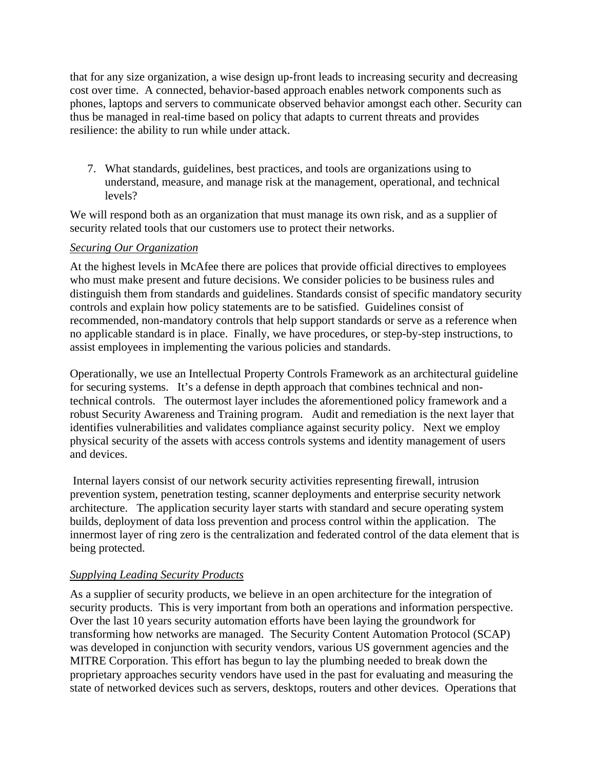that for any size organization, a wise design up-front leads to increasing security and decreasing cost over time. A connected, behavior-based approach enables network components such as phones, laptops and servers to communicate observed behavior amongst each other. Security can thus be managed in real-time based on policy that adapts to current threats and provides resilience: the ability to run while under attack.

7. What standards, guidelines, best practices, and tools are organizations using to understand, measure, and manage risk at the management, operational, and technical levels?

We will respond both as an organization that must manage its own risk, and as a supplier of security related tools that our customers use to protect their networks.

*Securing Our Organization*

At the highest levels in McAfee there are polices that provide official directives to employees who must make present and future decisions. We consider policies to be business rules and distinguish them from standards and guidelines. Standards consist of specific mandatory security controls and explain how policy statements are to be satisfied. Guidelines consist of recommended, non-mandatory controls that help support standards or serve as a reference when no applicable standard is in place. Finally, we have procedures, or step-by-step instructions, to assist employees in implementing the various policies and standards.

Operationally, we use an Intellectual Property Controls Framework as an architectural guideline for securing systems. It's a defense in depth approach that combines technical and non-technical controls. The outermost layer includes the aforementioned policy framework and a robust Security Awareness and Training program. Audit and remediation is the next layer that identifies vulnerabilities and validates compliance against security policy. Next we employ physical security of the assets with access controls systems and identity management of users and devices.

Internal layers consist of our network security activities representing firewall, intrusion prevention system, penetration testing, scanner deployments and enterprise security network architecture. The application security layer starts with standard and secure operating system builds, deployment of data loss prevention and process control within the application. The innermost layer of ring zero is the centralization and federated control of the data element that is being protected.

*Supplying Leading Security Products*

As a supplier of security products, we believe in an open architecture for the integration of security products. This is very important from both an operations and information perspective. Over the last 10 years security automation efforts have been laying the groundwork for transforming how networks are managed. The Security Content Automation Protocol (SCAP) was developed in conjunction with security vendors, various US government agencies and the MITRE Corporation. This effort has begun to lay the plumbing needed to break down the proprietary approaches security vendors have used in the past for evaluating and measuring the state of networked devices such as servers, desktops, routers and other devices. Operations that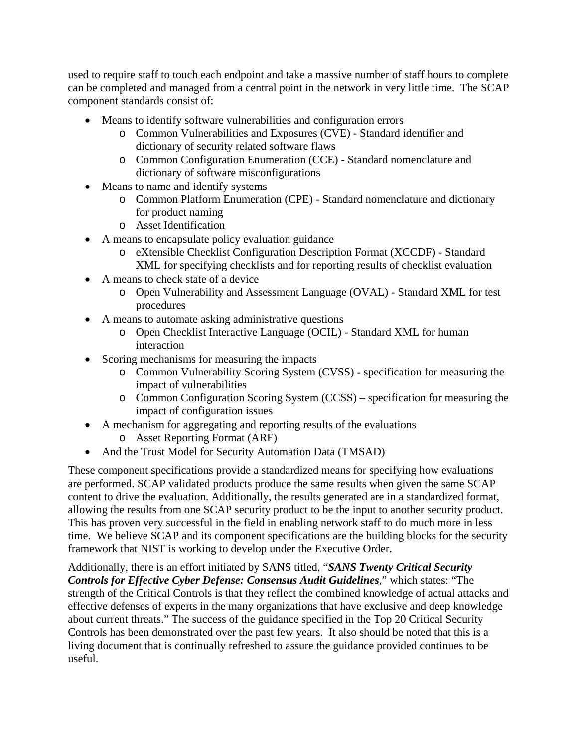used to require staff to touch each endpoint and take a massive number of staff hours to complete can be completed and managed from a central point in the network in very little time. The SCAP component standards consist of:

- Means to identify software vulnerabilities and configuration errors
  - Common Vulnerabilities and Exposures (CVE) - Standard identifier and dictionary of security related software flaws
  - Common Configuration Enumeration (CCE) - Standard nomenclature and dictionary of software misconfigurations
- Means to name and identify systems
  - Common Platform Enumeration (CPE) - Standard nomenclature and dictionary for product naming
  - Asset Identification
- A means to encapsulate policy evaluation guidance
  - eXtensible Checklist Configuration Description Format (XCCDF) - Standard XML for specifying checklists and for reporting results of checklist evaluation
- A means to check state of a device
  - Open Vulnerability and Assessment Language (OVAL) - Standard XML for test procedures
- A means to automate asking administrative questions
  - Open Checklist Interactive Language (OCIL) - Standard XML for human interaction
- Scoring mechanisms for measuring the impacts
  - Common Vulnerability Scoring System (CVSS) - specification for measuring the impact of vulnerabilities
  - Common Configuration Scoring System (CCSS) – specification for measuring the impact of configuration issues
- A mechanism for aggregating and reporting results of the evaluations
  - Asset Reporting Format (ARF)
- And the Trust Model for Security Automation Data (TMSAD)

These component specifications provide a standardized means for specifying how evaluations are performed. SCAP validated products produce the same results when given the same SCAP content to drive the evaluation. Additionally, the results generated are in a standardized format, allowing the results from one SCAP security product to be the input to another security product. This has proven very successful in the field in enabling network staff to do much more in less time. We believe SCAP and its component specifications are the building blocks for the security framework that NIST is working to develop under the Executive Order.

Additionally, there is an effort initiated by SANS titled, "***SANS Twenty Critical Security Controls for Effective Cyber Defense: Consensus Audit Guidelines***," which states: "The strength of the Critical Controls is that they reflect the combined knowledge of actual attacks and effective defenses of experts in the many organizations that have exclusive and deep knowledge about current threats." The success of the guidance specified in the Top 20 Critical Security Controls has been demonstrated over the past few years. It also should be noted that this is a living document that is continually refreshed to assure the guidance provided continues to be useful.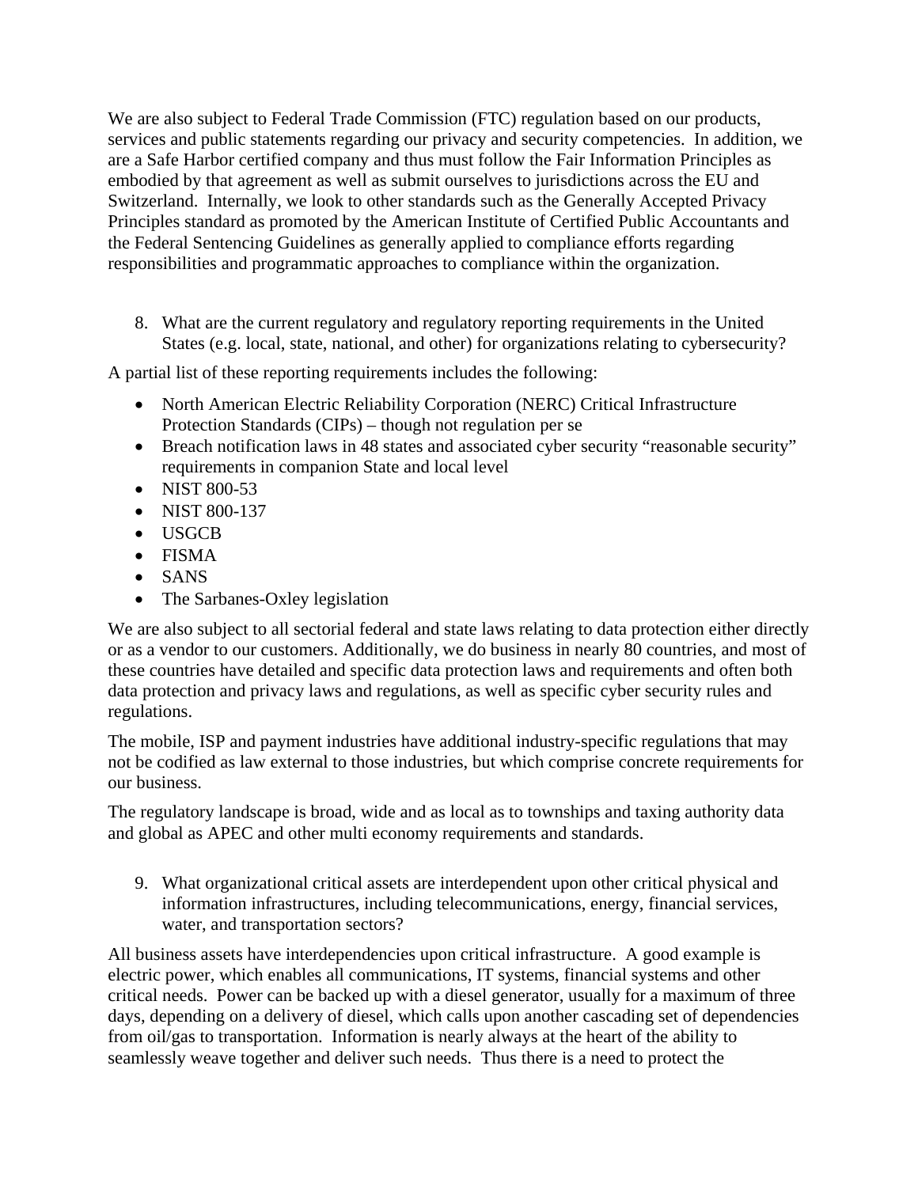We are also subject to Federal Trade Commission (FTC) regulation based on our products, services and public statements regarding our privacy and security competencies. In addition, we are a Safe Harbor certified company and thus must follow the Fair Information Principles as embodied by that agreement as well as submit ourselves to jurisdictions across the EU and Switzerland. Internally, we look to other standards such as the Generally Accepted Privacy Principles standard as promoted by the American Institute of Certified Public Accountants and the Federal Sentencing Guidelines as generally applied to compliance efforts regarding responsibilities and programmatic approaches to compliance within the organization.

8. What are the current regulatory and regulatory reporting requirements in the United States (e.g. local, state, national, and other) for organizations relating to cybersecurity?

A partial list of these reporting requirements includes the following:

- North American Electric Reliability Corporation (NERC) Critical Infrastructure Protection Standards (CIPs) – though not regulation per se
- Breach notification laws in 48 states and associated cyber security "reasonable security" requirements in companion State and local level
- NIST 800-53
- NIST 800-137
- USGCB
- FISMA
- SANS
- The Sarbanes-Oxley legislation

We are also subject to all sectorial federal and state laws relating to data protection either directly or as a vendor to our customers. Additionally, we do business in nearly 80 countries, and most of these countries have detailed and specific data protection laws and requirements and often both data protection and privacy laws and regulations, as well as specific cyber security rules and regulations.

The mobile, ISP and payment industries have additional industry-specific regulations that may not be codified as law external to those industries, but which comprise concrete requirements for our business.

The regulatory landscape is broad, wide and as local as to townships and taxing authority data and global as APEC and other multi economy requirements and standards.

9. What organizational critical assets are interdependent upon other critical physical and information infrastructures, including telecommunications, energy, financial services, water, and transportation sectors?

All business assets have interdependencies upon critical infrastructure. A good example is electric power, which enables all communications, IT systems, financial systems and other critical needs. Power can be backed up with a diesel generator, usually for a maximum of three days, depending on a delivery of diesel, which calls upon another cascading set of dependencies from oil/gas to transportation. Information is nearly always at the heart of the ability to seamlessly weave together and deliver such needs. Thus there is a need to protect the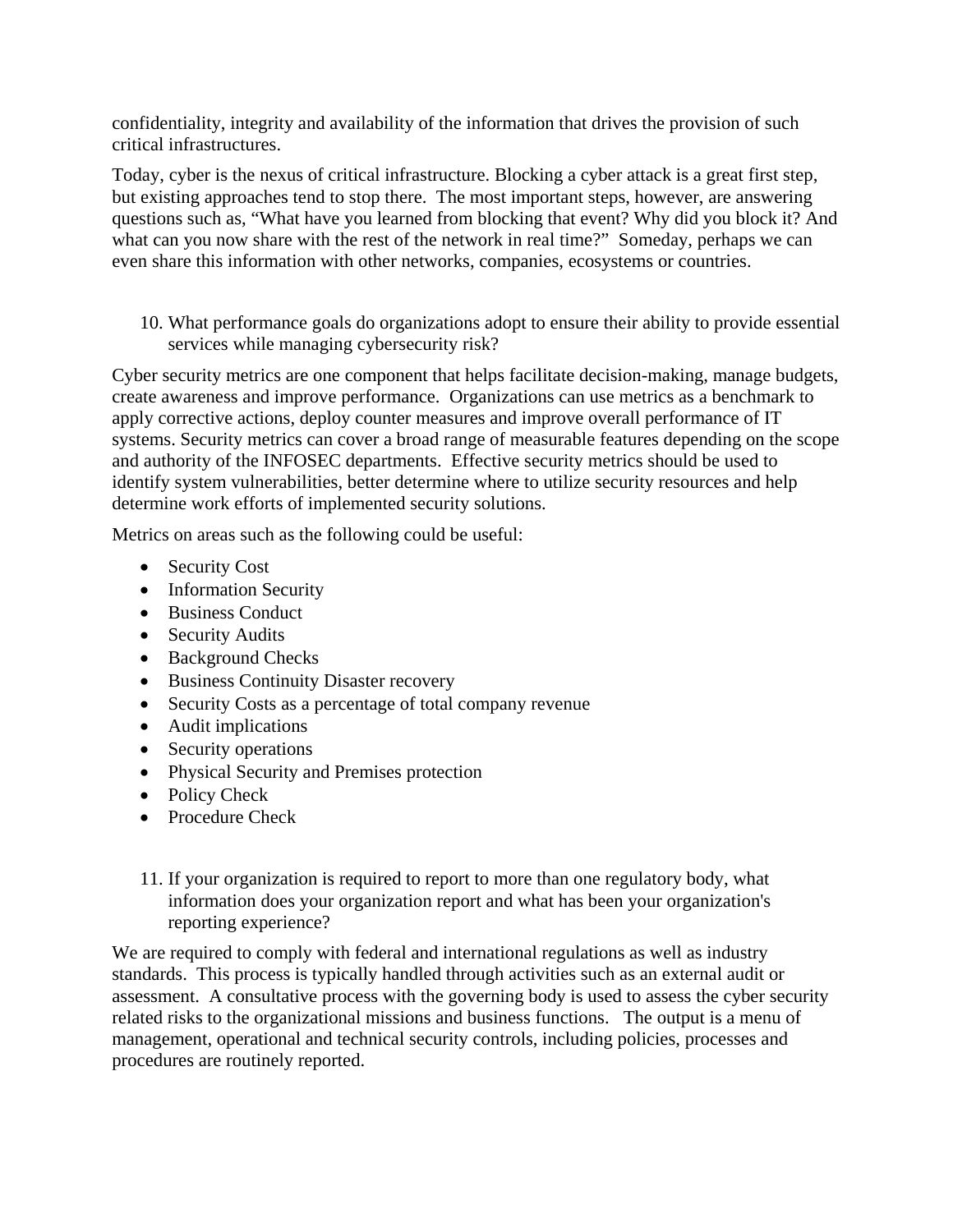confidentiality, integrity and availability of the information that drives the provision of such critical infrastructures.

Today, cyber is the nexus of critical infrastructure. Blocking a cyber attack is a great first step, but existing approaches tend to stop there. The most important steps, however, are answering questions such as, "What have you learned from blocking that event? Why did you block it? And what can you now share with the rest of the network in real time?" Someday, perhaps we can even share this information with other networks, companies, ecosystems or countries.

10. What performance goals do organizations adopt to ensure their ability to provide essential services while managing cybersecurity risk?

Cyber security metrics are one component that helps facilitate decision-making, manage budgets, create awareness and improve performance. Organizations can use metrics as a benchmark to apply corrective actions, deploy counter measures and improve overall performance of IT systems. Security metrics can cover a broad range of measurable features depending on the scope and authority of the INFOSEC departments. Effective security metrics should be used to identify system vulnerabilities, better determine where to utilize security resources and help determine work efforts of implemented security solutions.

Metrics on areas such as the following could be useful:

- Security Cost
- Information Security
- Business Conduct
- Security Audits
- Background Checks
- Business Continuity Disaster recovery
- Security Costs as a percentage of total company revenue
- Audit implications
- Security operations
- Physical Security and Premises protection
- Policy Check
- Procedure Check

11. If your organization is required to report to more than one regulatory body, what information does your organization report and what has been your organization's reporting experience?

We are required to comply with federal and international regulations as well as industry standards. This process is typically handled through activities such as an external audit or assessment. A consultative process with the governing body is used to assess the cyber security related risks to the organizational missions and business functions. The output is a menu of management, operational and technical security controls, including policies, processes and procedures are routinely reported.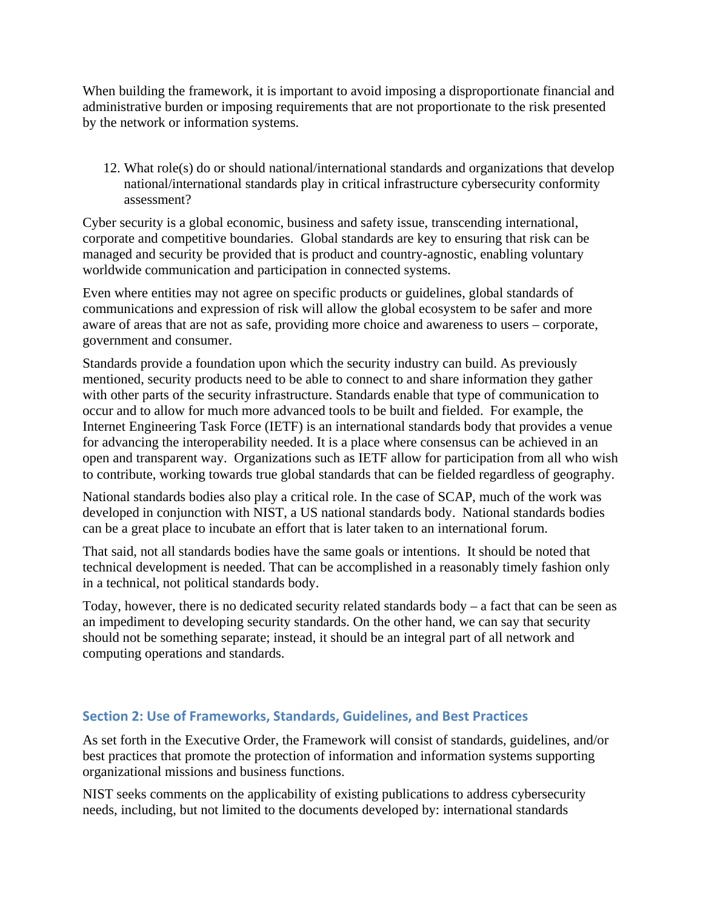When building the framework, it is important to avoid imposing a disproportionate financial and administrative burden or imposing requirements that are not proportionate to the risk presented by the network or information systems.

12. What role(s) do or should national/international standards and organizations that develop national/international standards play in critical infrastructure cybersecurity conformity assessment?

Cyber security is a global economic, business and safety issue, transcending international, corporate and competitive boundaries. Global standards are key to ensuring that risk can be managed and security be provided that is product and country-agnostic, enabling voluntary worldwide communication and participation in connected systems.

Even where entities may not agree on specific products or guidelines, global standards of communications and expression of risk will allow the global ecosystem to be safer and more aware of areas that are not as safe, providing more choice and awareness to users – corporate, government and consumer.

Standards provide a foundation upon which the security industry can build. As previously mentioned, security products need to be able to connect to and share information they gather with other parts of the security infrastructure. Standards enable that type of communication to occur and to allow for much more advanced tools to be built and fielded. For example, the Internet Engineering Task Force (IETF) is an international standards body that provides a venue for advancing the interoperability needed. It is a place where consensus can be achieved in an open and transparent way. Organizations such as IETF allow for participation from all who wish to contribute, working towards true global standards that can be fielded regardless of geography.

National standards bodies also play a critical role. In the case of SCAP, much of the work was developed in conjunction with NIST, a US national standards body. National standards bodies can be a great place to incubate an effort that is later taken to an international forum.

That said, not all standards bodies have the same goals or intentions. It should be noted that technical development is needed. That can be accomplished in a reasonably timely fashion only in a technical, not political standards body.

Today, however, there is no dedicated security related standards body – a fact that can be seen as an impediment to developing security standards. On the other hand, we can say that security should not be something separate; instead, it should be an integral part of all network and computing operations and standards.

## Section 2: Use of Frameworks, Standards, Guidelines, and Best Practices

As set forth in the Executive Order, the Framework will consist of standards, guidelines, and/or best practices that promote the protection of information and information systems supporting organizational missions and business functions.

NIST seeks comments on the applicability of existing publications to address cybersecurity needs, including, but not limited to the documents developed by: international standards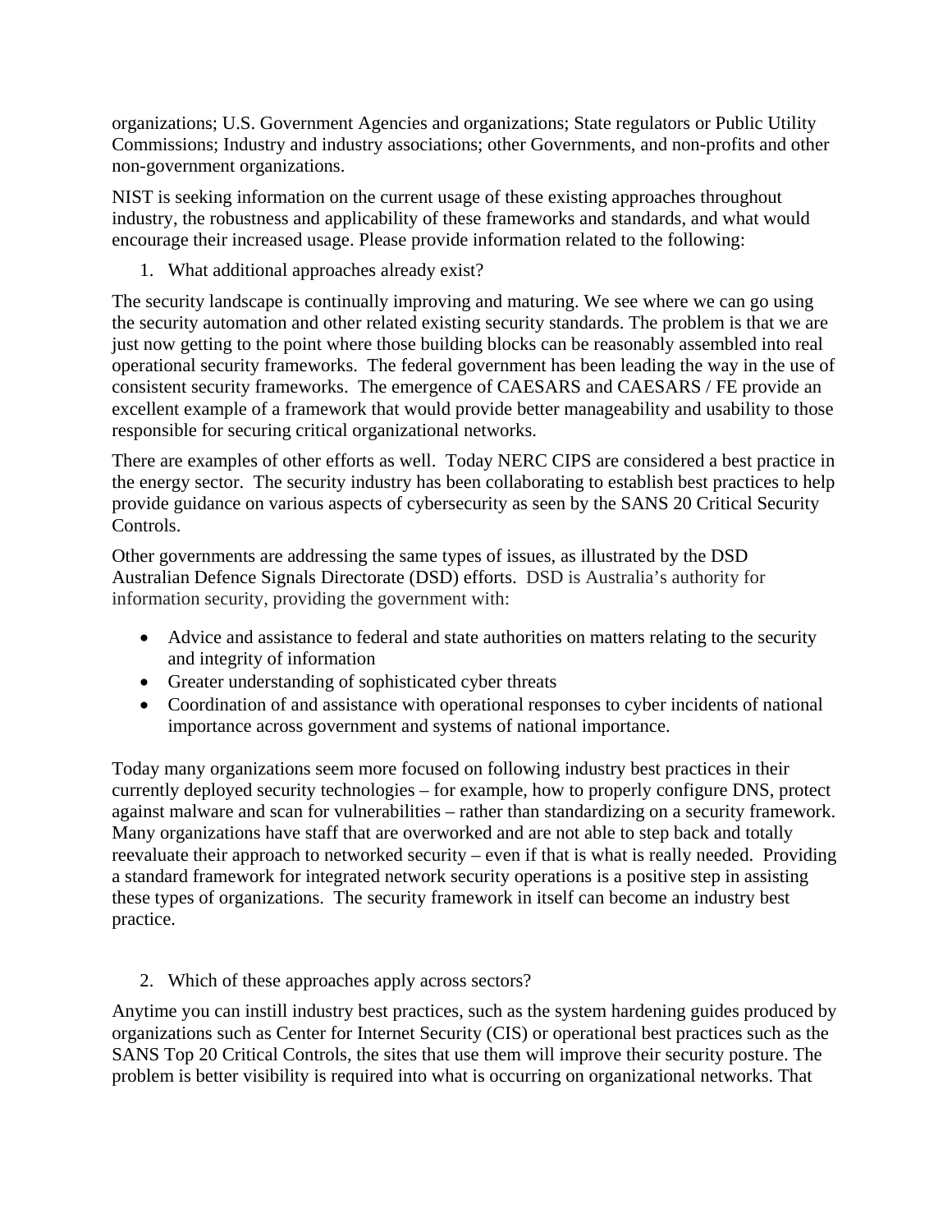organizations; U.S. Government Agencies and organizations; State regulators or Public Utility Commissions; Industry and industry associations; other Governments, and non-profits and other non-government organizations.

NIST is seeking information on the current usage of these existing approaches throughout industry, the robustness and applicability of these frameworks and standards, and what would encourage their increased usage. Please provide information related to the following:

1. What additional approaches already exist?

The security landscape is continually improving and maturing. We see where we can go using the security automation and other related existing security standards. The problem is that we are just now getting to the point where those building blocks can be reasonably assembled into real operational security frameworks. The federal government has been leading the way in the use of consistent security frameworks. The emergence of CAESARS and CAESARS / FE provide an excellent example of a framework that would provide better manageability and usability to those responsible for securing critical organizational networks.

There are examples of other efforts as well. Today NERC CIPS are considered a best practice in the energy sector. The security industry has been collaborating to establish best practices to help provide guidance on various aspects of cybersecurity as seen by the SANS 20 Critical Security Controls.

Other governments are addressing the same types of issues, as illustrated by the DSD Australian Defence Signals Directorate (DSD) efforts. DSD is Australia's authority for information security, providing the government with:

- Advice and assistance to federal and state authorities on matters relating to the security and integrity of information
- Greater understanding of sophisticated cyber threats
- Coordination of and assistance with operational responses to cyber incidents of national importance across government and systems of national importance.

Today many organizations seem more focused on following industry best practices in their currently deployed security technologies – for example, how to properly configure DNS, protect against malware and scan for vulnerabilities – rather than standardizing on a security framework. Many organizations have staff that are overworked and are not able to step back and totally reevaluate their approach to networked security – even if that is what is really needed. Providing a standard framework for integrated network security operations is a positive step in assisting these types of organizations. The security framework in itself can become an industry best practice.

2. Which of these approaches apply across sectors?

Anytime you can instill industry best practices, such as the system hardening guides produced by organizations such as Center for Internet Security (CIS) or operational best practices such as the SANS Top 20 Critical Controls, the sites that use them will improve their security posture. The problem is better visibility is required into what is occurring on organizational networks. That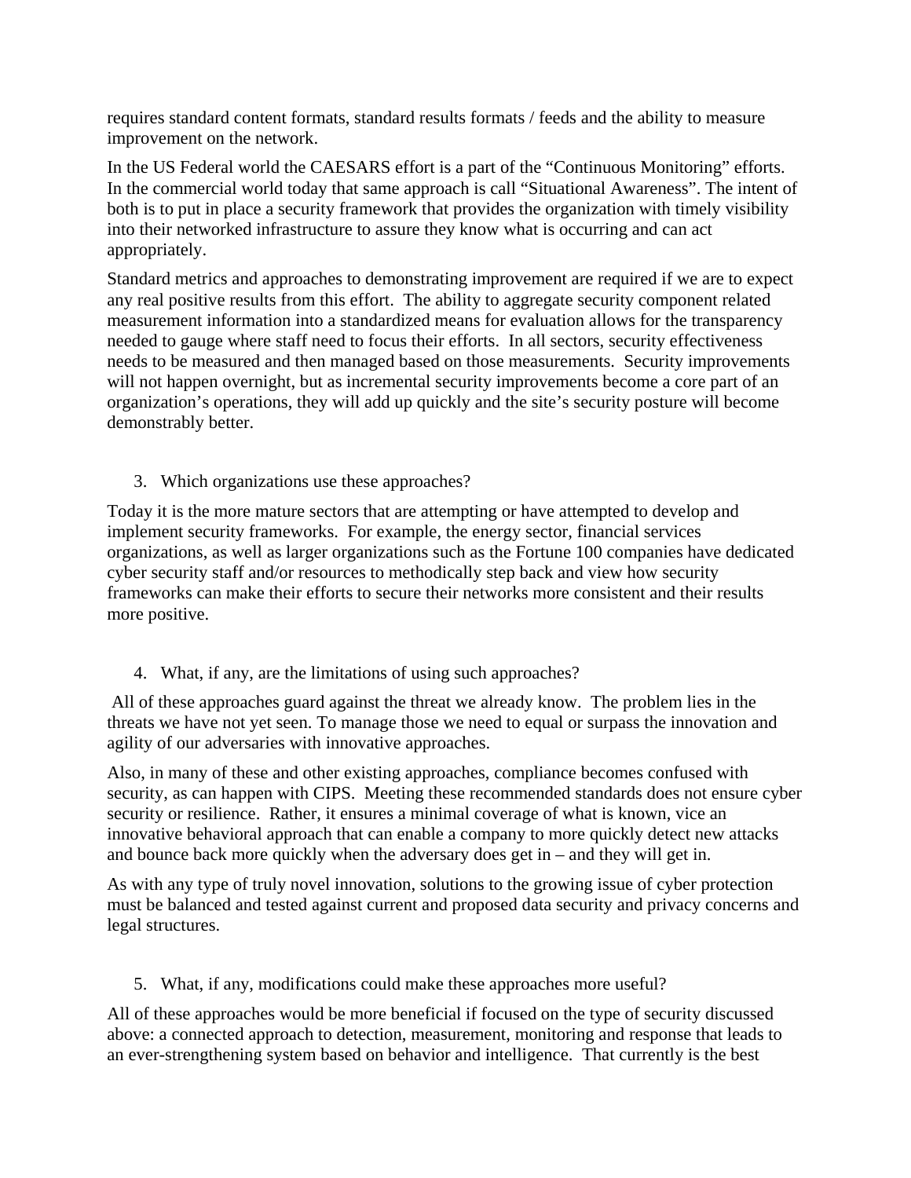requires standard content formats, standard results formats / feeds and the ability to measure improvement on the network.

In the US Federal world the CAESARS effort is a part of the "Continuous Monitoring" efforts. In the commercial world today that same approach is call "Situational Awareness". The intent of both is to put in place a security framework that provides the organization with timely visibility into their networked infrastructure to assure they know what is occurring and can act appropriately.

Standard metrics and approaches to demonstrating improvement are required if we are to expect any real positive results from this effort. The ability to aggregate security component related measurement information into a standardized means for evaluation allows for the transparency needed to gauge where staff need to focus their efforts. In all sectors, security effectiveness needs to be measured and then managed based on those measurements. Security improvements will not happen overnight, but as incremental security improvements become a core part of an organization's operations, they will add up quickly and the site's security posture will become demonstrably better.

3. Which organizations use these approaches?

Today it is the more mature sectors that are attempting or have attempted to develop and implement security frameworks. For example, the energy sector, financial services organizations, as well as larger organizations such as the Fortune 100 companies have dedicated cyber security staff and/or resources to methodically step back and view how security frameworks can make their efforts to secure their networks more consistent and their results more positive.

4. What, if any, are the limitations of using such approaches?

All of these approaches guard against the threat we already know. The problem lies in the threats we have not yet seen. To manage those we need to equal or surpass the innovation and agility of our adversaries with innovative approaches.

Also, in many of these and other existing approaches, compliance becomes confused with security, as can happen with CIPS. Meeting these recommended standards does not ensure cyber security or resilience. Rather, it ensures a minimal coverage of what is known, vice an innovative behavioral approach that can enable a company to more quickly detect new attacks and bounce back more quickly when the adversary does get in – and they will get in.

As with any type of truly novel innovation, solutions to the growing issue of cyber protection must be balanced and tested against current and proposed data security and privacy concerns and legal structures.

5. What, if any, modifications could make these approaches more useful?

All of these approaches would be more beneficial if focused on the type of security discussed above: a connected approach to detection, measurement, monitoring and response that leads to an ever-strengthening system based on behavior and intelligence. That currently is the best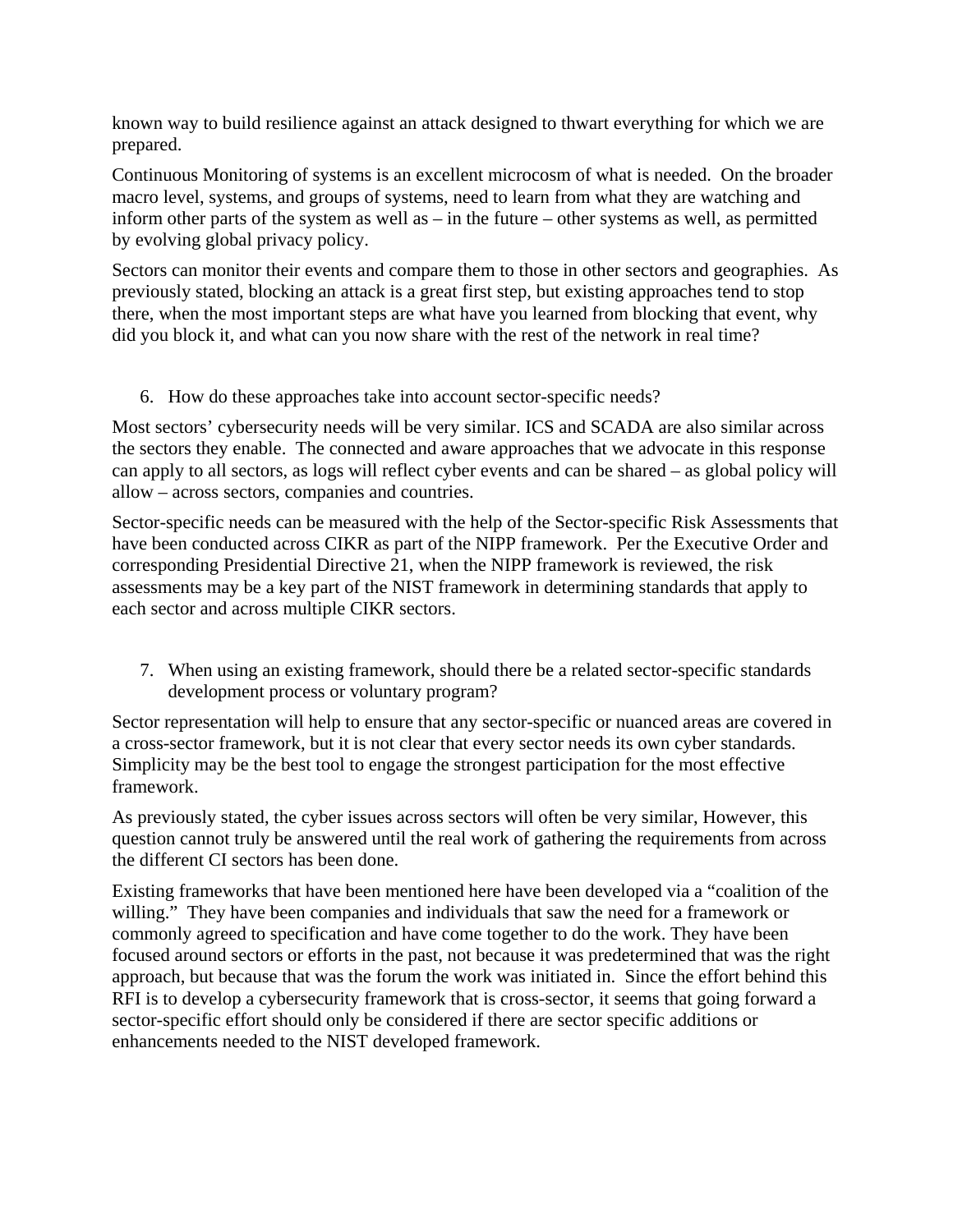known way to build resilience against an attack designed to thwart everything for which we are prepared.

Continuous Monitoring of systems is an excellent microcosm of what is needed. On the broader macro level, systems, and groups of systems, need to learn from what they are watching and inform other parts of the system as well as – in the future – other systems as well, as permitted by evolving global privacy policy.

Sectors can monitor their events and compare them to those in other sectors and geographies. As previously stated, blocking an attack is a great first step, but existing approaches tend to stop there, when the most important steps are what have you learned from blocking that event, why did you block it, and what can you now share with the rest of the network in real time?

6. How do these approaches take into account sector-specific needs?

Most sectors' cybersecurity needs will be very similar. ICS and SCADA are also similar across the sectors they enable. The connected and aware approaches that we advocate in this response can apply to all sectors, as logs will reflect cyber events and can be shared – as global policy will allow – across sectors, companies and countries.

Sector-specific needs can be measured with the help of the Sector-specific Risk Assessments that have been conducted across CIKR as part of the NIPP framework. Per the Executive Order and corresponding Presidential Directive 21, when the NIPP framework is reviewed, the risk assessments may be a key part of the NIST framework in determining standards that apply to each sector and across multiple CIKR sectors.

7. When using an existing framework, should there be a related sector-specific standards development process or voluntary program?

Sector representation will help to ensure that any sector-specific or nuanced areas are covered in a cross-sector framework, but it is not clear that every sector needs its own cyber standards. Simplicity may be the best tool to engage the strongest participation for the most effective framework.

As previously stated, the cyber issues across sectors will often be very similar, However, this question cannot truly be answered until the real work of gathering the requirements from across the different CI sectors has been done.

Existing frameworks that have been mentioned here have been developed via a "coalition of the willing." They have been companies and individuals that saw the need for a framework or commonly agreed to specification and have come together to do the work. They have been focused around sectors or efforts in the past, not because it was predetermined that was the right approach, but because that was the forum the work was initiated in. Since the effort behind this RFI is to develop a cybersecurity framework that is cross-sector, it seems that going forward a sector-specific effort should only be considered if there are sector specific additions or enhancements needed to the NIST developed framework.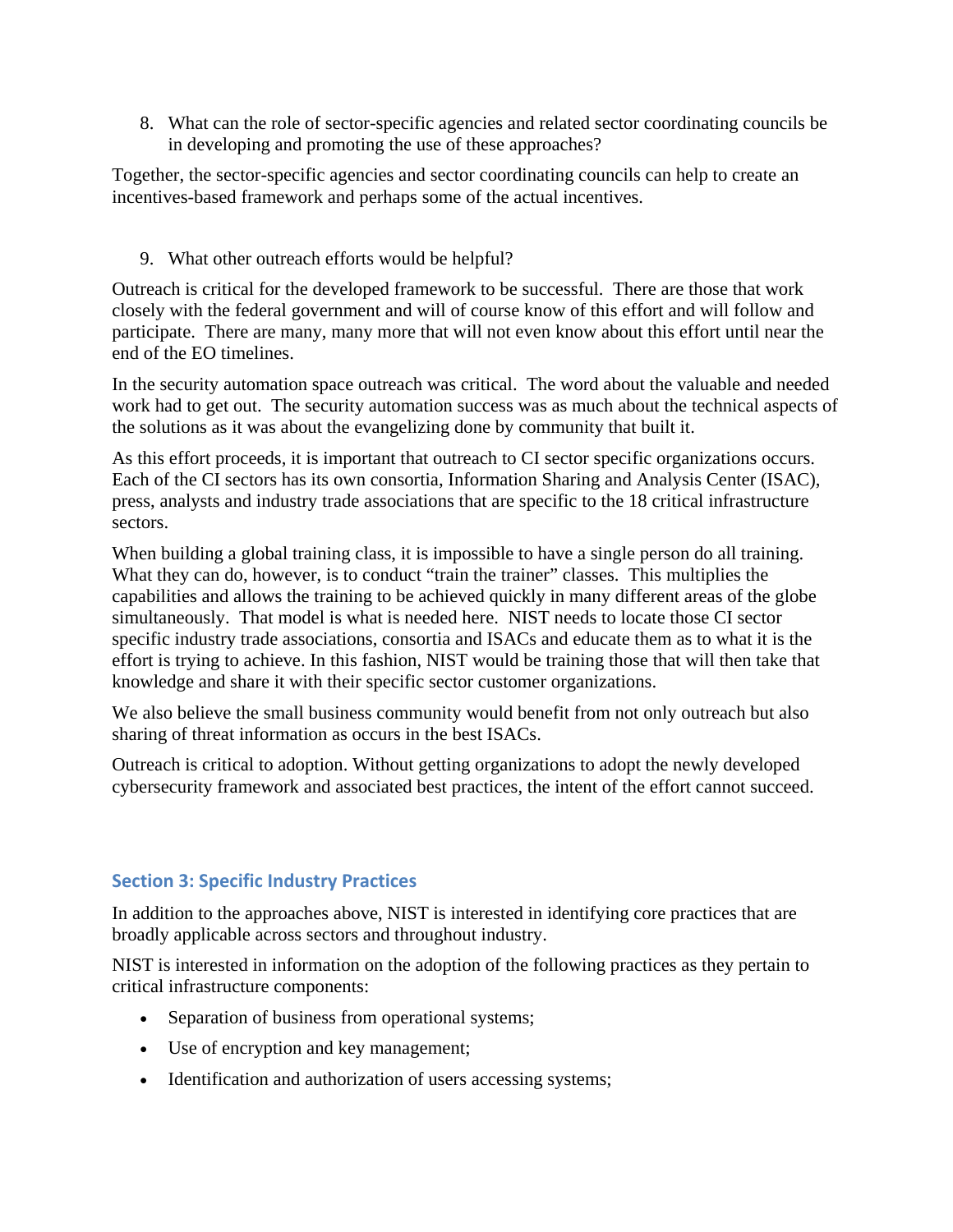8. What can the role of sector-specific agencies and related sector coordinating councils be in developing and promoting the use of these approaches?

Together, the sector-specific agencies and sector coordinating councils can help to create an incentives-based framework and perhaps some of the actual incentives.

9. What other outreach efforts would be helpful?

Outreach is critical for the developed framework to be successful. There are those that work closely with the federal government and will of course know of this effort and will follow and participate. There are many, many more that will not even know about this effort until near the end of the EO timelines.

In the security automation space outreach was critical. The word about the valuable and needed work had to get out. The security automation success was as much about the technical aspects of the solutions as it was about the evangelizing done by community that built it.

As this effort proceeds, it is important that outreach to CI sector specific organizations occurs. Each of the CI sectors has its own consortia, Information Sharing and Analysis Center (ISAC), press, analysts and industry trade associations that are specific to the 18 critical infrastructure sectors.

When building a global training class, it is impossible to have a single person do all training. What they can do, however, is to conduct "train the trainer" classes. This multiplies the capabilities and allows the training to be achieved quickly in many different areas of the globe simultaneously. That model is what is needed here. NIST needs to locate those CI sector specific industry trade associations, consortia and ISACs and educate them as to what it is the effort is trying to achieve. In this fashion, NIST would be training those that will then take that knowledge and share it with their specific sector customer organizations.

We also believe the small business community would benefit from not only outreach but also sharing of threat information as occurs in the best ISACs.

Outreach is critical to adoption. Without getting organizations to adopt the newly developed cybersecurity framework and associated best practices, the intent of the effort cannot succeed.

## Section 3: Specific Industry Practices

In addition to the approaches above, NIST is interested in identifying core practices that are broadly applicable across sectors and throughout industry.

NIST is interested in information on the adoption of the following practices as they pertain to critical infrastructure components:

- Separation of business from operational systems;
- Use of encryption and key management;
- Identification and authorization of users accessing systems;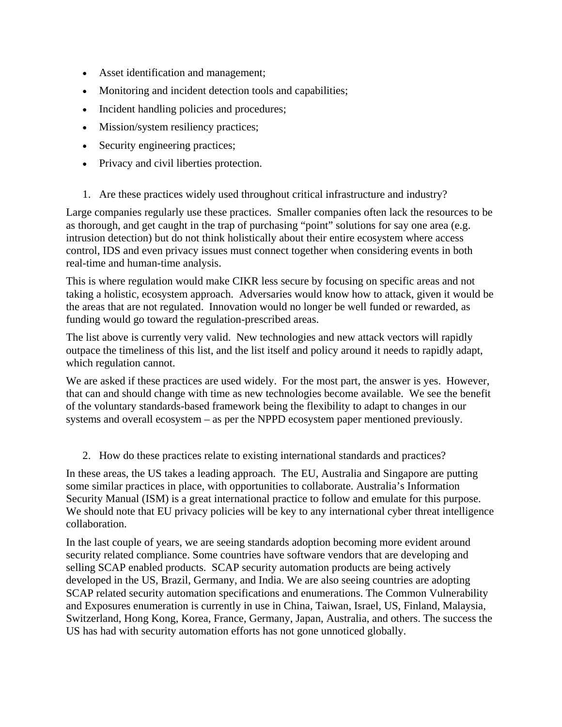- Asset identification and management;
- Monitoring and incident detection tools and capabilities;
- Incident handling policies and procedures;
- Mission/system resiliency practices;
- Security engineering practices;
- Privacy and civil liberties protection.

1. Are these practices widely used throughout critical infrastructure and industry?

Large companies regularly use these practices. Smaller companies often lack the resources to be as thorough, and get caught in the trap of purchasing "point" solutions for say one area (e.g. intrusion detection) but do not think holistically about their entire ecosystem where access control, IDS and even privacy issues must connect together when considering events in both real-time and human-time analysis.

This is where regulation would make CIKR less secure by focusing on specific areas and not taking a holistic, ecosystem approach. Adversaries would know how to attack, given it would be the areas that are not regulated. Innovation would no longer be well funded or rewarded, as funding would go toward the regulation-prescribed areas.

The list above is currently very valid. New technologies and new attack vectors will rapidly outpace the timeliness of this list, and the list itself and policy around it needs to rapidly adapt, which regulation cannot.

We are asked if these practices are used widely. For the most part, the answer is yes. However, that can and should change with time as new technologies become available. We see the benefit of the voluntary standards-based framework being the flexibility to adapt to changes in our systems and overall ecosystem – as per the NPPD ecosystem paper mentioned previously.

2. How do these practices relate to existing international standards and practices?

In these areas, the US takes a leading approach. The EU, Australia and Singapore are putting some similar practices in place, with opportunities to collaborate. Australia's Information Security Manual (ISM) is a great international practice to follow and emulate for this purpose. We should note that EU privacy policies will be key to any international cyber threat intelligence collaboration.

In the last couple of years, we are seeing standards adoption becoming more evident around security related compliance. Some countries have software vendors that are developing and selling SCAP enabled products. SCAP security automation products are being actively developed in the US, Brazil, Germany, and India. We are also seeing countries are adopting SCAP related security automation specifications and enumerations. The Common Vulnerability and Exposures enumeration is currently in use in China, Taiwan, Israel, US, Finland, Malaysia, Switzerland, Hong Kong, Korea, France, Germany, Japan, Australia, and others. The success the US has had with security automation efforts has not gone unnoticed globally.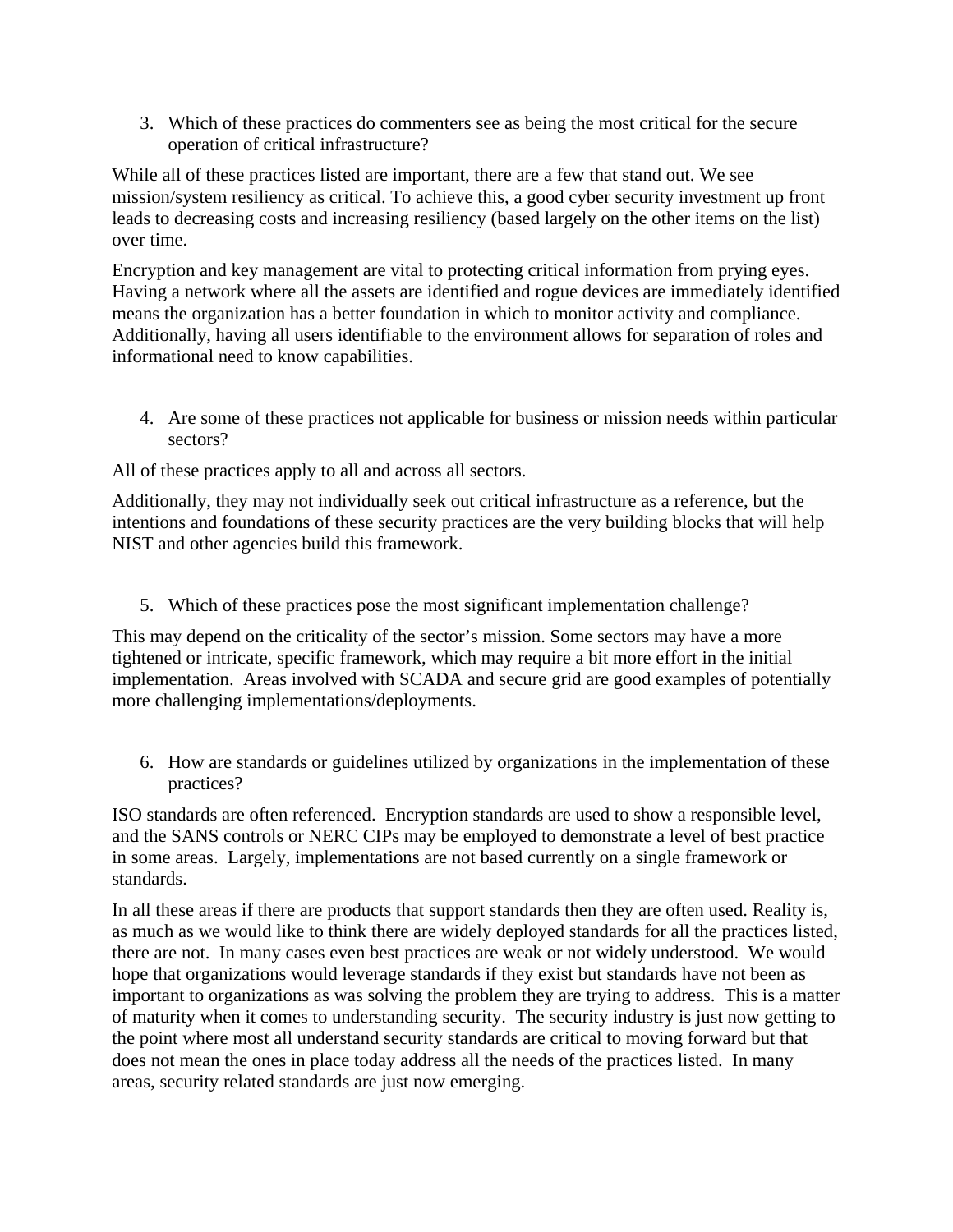3. Which of these practices do commenters see as being the most critical for the secure operation of critical infrastructure?

While all of these practices listed are important, there are a few that stand out. We see mission/system resiliency as critical. To achieve this, a good cyber security investment up front leads to decreasing costs and increasing resiliency (based largely on the other items on the list) over time.

Encryption and key management are vital to protecting critical information from prying eyes. Having a network where all the assets are identified and rogue devices are immediately identified means the organization has a better foundation in which to monitor activity and compliance. Additionally, having all users identifiable to the environment allows for separation of roles and informational need to know capabilities.

4. Are some of these practices not applicable for business or mission needs within particular sectors?

All of these practices apply to all and across all sectors.

Additionally, they may not individually seek out critical infrastructure as a reference, but the intentions and foundations of these security practices are the very building blocks that will help NIST and other agencies build this framework.

5. Which of these practices pose the most significant implementation challenge?

This may depend on the criticality of the sector's mission. Some sectors may have a more tightened or intricate, specific framework, which may require a bit more effort in the initial implementation. Areas involved with SCADA and secure grid are good examples of potentially more challenging implementations/deployments.

6. How are standards or guidelines utilized by organizations in the implementation of these practices?

ISO standards are often referenced. Encryption standards are used to show a responsible level, and the SANS controls or NERC CIPs may be employed to demonstrate a level of best practice in some areas. Largely, implementations are not based currently on a single framework or standards.

In all these areas if there are products that support standards then they are often used. Reality is, as much as we would like to think there are widely deployed standards for all the practices listed, there are not. In many cases even best practices are weak or not widely understood. We would hope that organizations would leverage standards if they exist but standards have not been as important to organizations as was solving the problem they are trying to address. This is a matter of maturity when it comes to understanding security. The security industry is just now getting to the point where most all understand security standards are critical to moving forward but that does not mean the ones in place today address all the needs of the practices listed. In many areas, security related standards are just now emerging.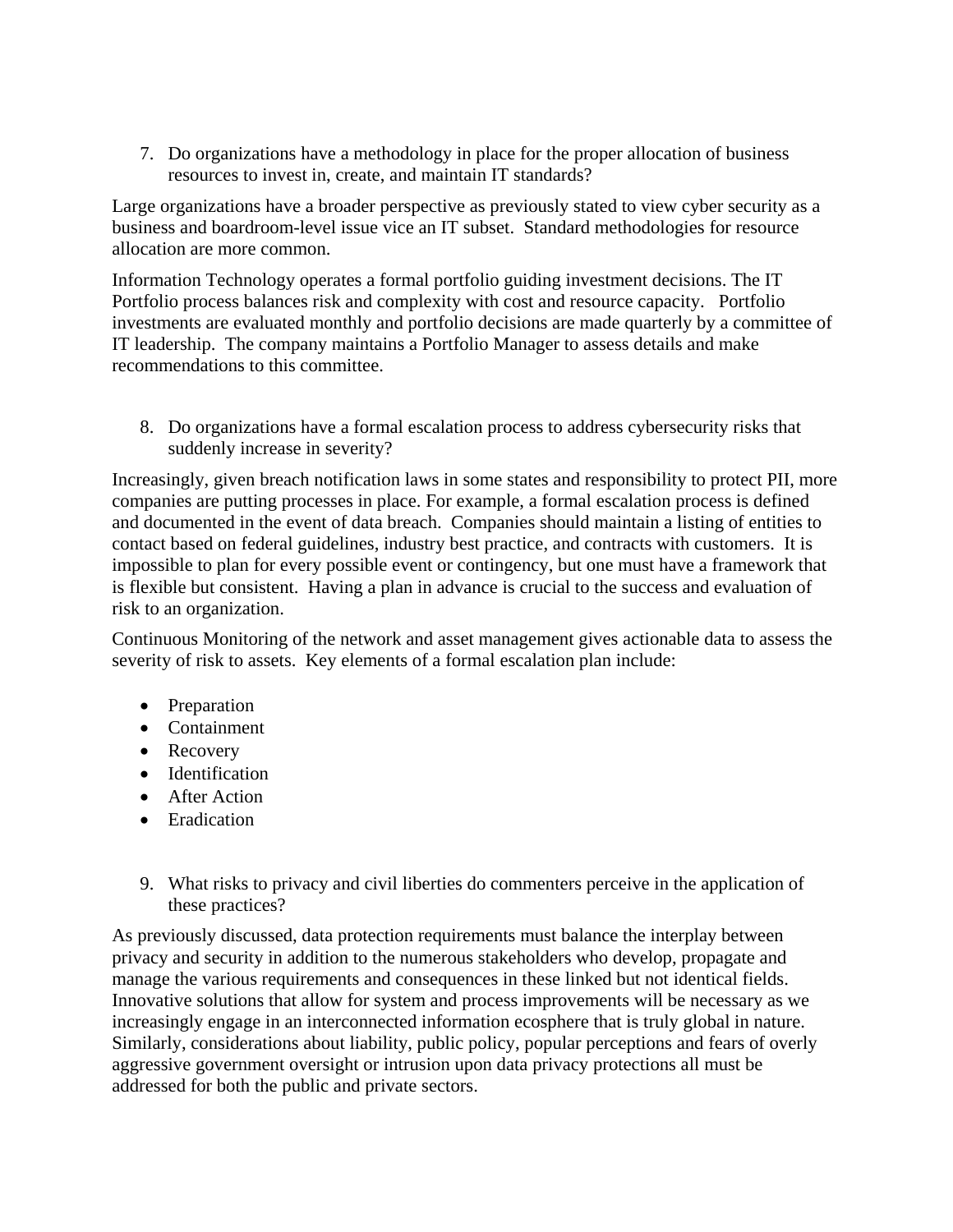7. Do organizations have a methodology in place for the proper allocation of business resources to invest in, create, and maintain IT standards?

Large organizations have a broader perspective as previously stated to view cyber security as a business and boardroom-level issue vice an IT subset. Standard methodologies for resource allocation are more common.

Information Technology operates a formal portfolio guiding investment decisions. The IT Portfolio process balances risk and complexity with cost and resource capacity. Portfolio investments are evaluated monthly and portfolio decisions are made quarterly by a committee of IT leadership. The company maintains a Portfolio Manager to assess details and make recommendations to this committee.

8. Do organizations have a formal escalation process to address cybersecurity risks that suddenly increase in severity?

Increasingly, given breach notification laws in some states and responsibility to protect PII, more companies are putting processes in place. For example, a formal escalation process is defined and documented in the event of data breach. Companies should maintain a listing of entities to contact based on federal guidelines, industry best practice, and contracts with customers. It is impossible to plan for every possible event or contingency, but one must have a framework that is flexible but consistent. Having a plan in advance is crucial to the success and evaluation of risk to an organization.

Continuous Monitoring of the network and asset management gives actionable data to assess the severity of risk to assets. Key elements of a formal escalation plan include:

- Preparation
- Containment
- Recovery
- Identification
- After Action
- Eradication

9. What risks to privacy and civil liberties do commenters perceive in the application of these practices?

As previously discussed, data protection requirements must balance the interplay between privacy and security in addition to the numerous stakeholders who develop, propagate and manage the various requirements and consequences in these linked but not identical fields. Innovative solutions that allow for system and process improvements will be necessary as we increasingly engage in an interconnected information ecosphere that is truly global in nature. Similarly, considerations about liability, public policy, popular perceptions and fears of overly aggressive government oversight or intrusion upon data privacy protections all must be addressed for both the public and private sectors.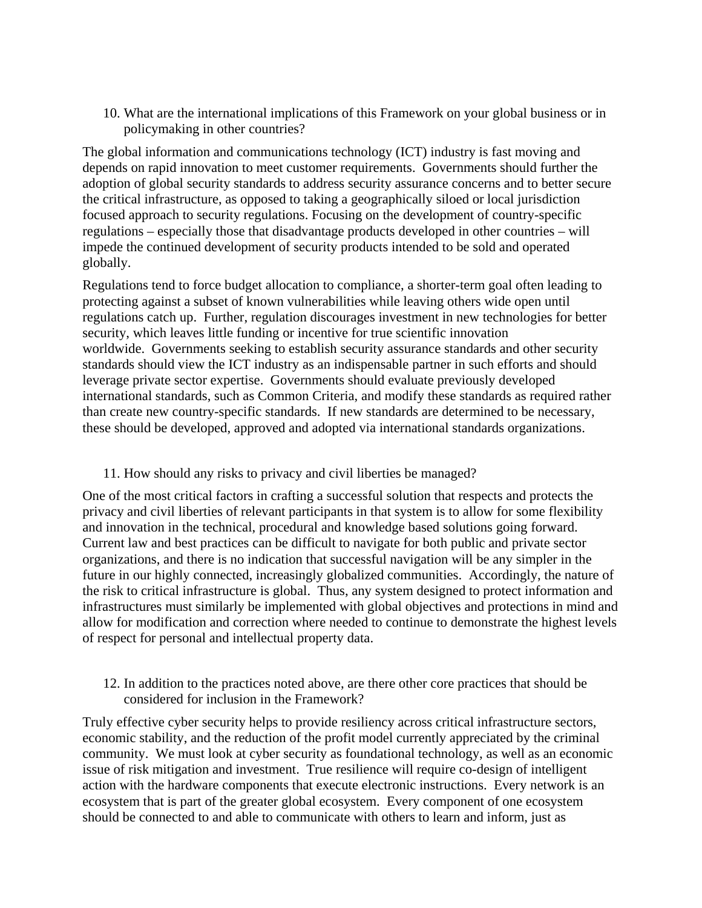10. What are the international implications of this Framework on your global business or in policymaking in other countries?

The global information and communications technology (ICT) industry is fast moving and depends on rapid innovation to meet customer requirements. Governments should further the adoption of global security standards to address security assurance concerns and to better secure the critical infrastructure, as opposed to taking a geographically siloed or local jurisdiction focused approach to security regulations. Focusing on the development of country-specific regulations – especially those that disadvantage products developed in other countries – will impede the continued development of security products intended to be sold and operated globally.

Regulations tend to force budget allocation to compliance, a shorter-term goal often leading to protecting against a subset of known vulnerabilities while leaving others wide open until regulations catch up. Further, regulation discourages investment in new technologies for better security, which leaves little funding or incentive for true scientific innovation worldwide. Governments seeking to establish security assurance standards and other security standards should view the ICT industry as an indispensable partner in such efforts and should leverage private sector expertise. Governments should evaluate previously developed international standards, such as Common Criteria, and modify these standards as required rather than create new country-specific standards. If new standards are determined to be necessary, these should be developed, approved and adopted via international standards organizations.

11. How should any risks to privacy and civil liberties be managed?

One of the most critical factors in crafting a successful solution that respects and protects the privacy and civil liberties of relevant participants in that system is to allow for some flexibility and innovation in the technical, procedural and knowledge based solutions going forward. Current law and best practices can be difficult to navigate for both public and private sector organizations, and there is no indication that successful navigation will be any simpler in the future in our highly connected, increasingly globalized communities. Accordingly, the nature of the risk to critical infrastructure is global. Thus, any system designed to protect information and infrastructures must similarly be implemented with global objectives and protections in mind and allow for modification and correction where needed to continue to demonstrate the highest levels of respect for personal and intellectual property data.

12. In addition to the practices noted above, are there other core practices that should be considered for inclusion in the Framework?

Truly effective cyber security helps to provide resiliency across critical infrastructure sectors, economic stability, and the reduction of the profit model currently appreciated by the criminal community. We must look at cyber security as foundational technology, as well as an economic issue of risk mitigation and investment. True resilience will require co-design of intelligent action with the hardware components that execute electronic instructions. Every network is an ecosystem that is part of the greater global ecosystem. Every component of one ecosystem should be connected to and able to communicate with others to learn and inform, just as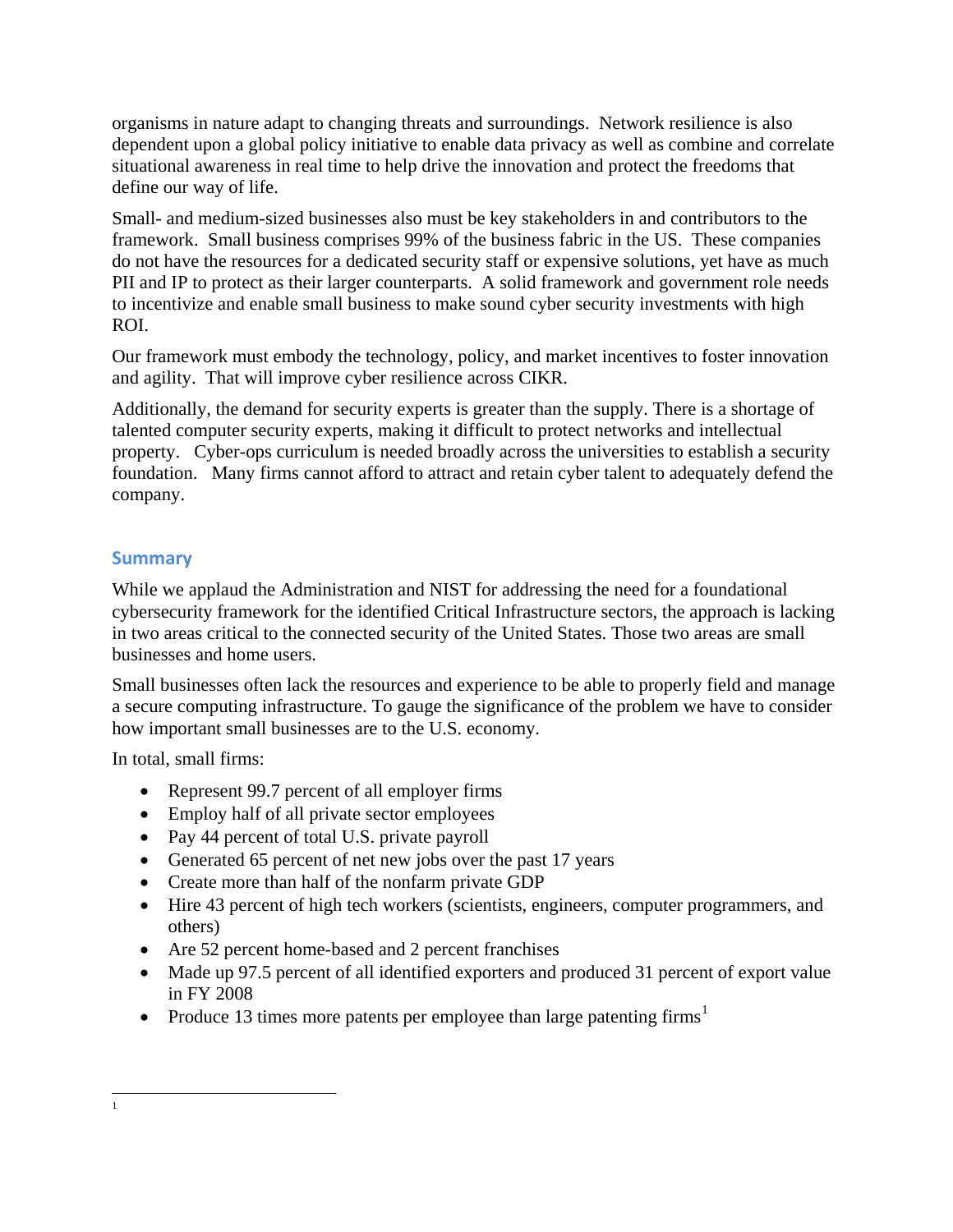organisms in nature adapt to changing threats and surroundings. Network resilience is also dependent upon a global policy initiative to enable data privacy as well as combine and correlate situational awareness in real time to help drive the innovation and protect the freedoms that define our way of life.

Small- and medium-sized businesses also must be key stakeholders in and contributors to the framework. Small business comprises 99% of the business fabric in the US. These companies do not have the resources for a dedicated security staff or expensive solutions, yet have as much PII and IP to protect as their larger counterparts. A solid framework and government role needs to incentivize and enable small business to make sound cyber security investments with high ROI.

Our framework must embody the technology, policy, and market incentives to foster innovation and agility. That will improve cyber resilience across CIKR.

Additionally, the demand for security experts is greater than the supply. There is a shortage of talented computer security experts, making it difficult to protect networks and intellectual property. Cyber-ops curriculum is needed broadly across the universities to establish a security foundation. Many firms cannot afford to attract and retain cyber talent to adequately defend the company.

## Summary

While we applaud the Administration and NIST for addressing the need for a foundational cybersecurity framework for the identified Critical Infrastructure sectors, the approach is lacking in two areas critical to the connected security of the United States. Those two areas are small businesses and home users.

Small businesses often lack the resources and experience to be able to properly field and manage a secure computing infrastructure. To gauge the significance of the problem we have to consider how important small businesses are to the U.S. economy.

In total, small firms:

- Represent 99.7 percent of all employer firms
- Employ half of all private sector employees
- Pay 44 percent of total U.S. private payroll
- Generated 65 percent of net new jobs over the past 17 years
- Create more than half of the nonfarm private GDP
- Hire 43 percent of high tech workers (scientists, engineers, computer programmers, and others)
- Are 52 percent home-based and 2 percent franchises
- Made up 97.5 percent of all identified exporters and produced 31 percent of export value in FY 2008
- Produce 13 times more patents per employee than large patenting firms[1]

[1]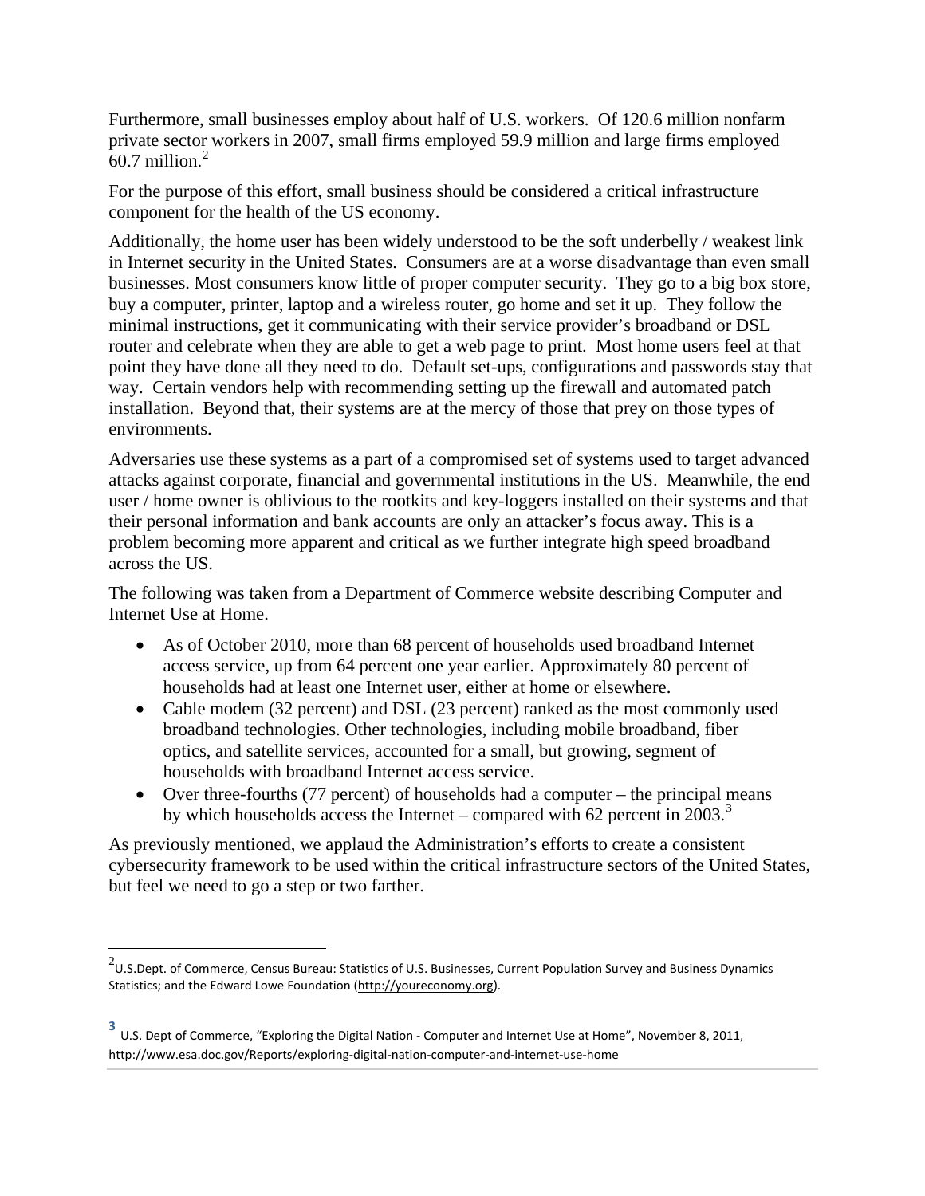Furthermore, small businesses employ about half of U.S. workers. Of 120.6 million nonfarm private sector workers in 2007, small firms employed 59.9 million and large firms employed 60.7 million.[2]

For the purpose of this effort, small business should be considered a critical infrastructure component for the health of the US economy.

Additionally, the home user has been widely understood to be the soft underbelly / weakest link in Internet security in the United States. Consumers are at a worse disadvantage than even small businesses. Most consumers know little of proper computer security. They go to a big box store, buy a computer, printer, laptop and a wireless router, go home and set it up. They follow the minimal instructions, get it communicating with their service provider's broadband or DSL router and celebrate when they are able to get a web page to print. Most home users feel at that point they have done all they need to do. Default set-ups, configurations and passwords stay that way. Certain vendors help with recommending setting up the firewall and automated patch installation. Beyond that, their systems are at the mercy of those that prey on those types of environments.

Adversaries use these systems as a part of a compromised set of systems used to target advanced attacks against corporate, financial and governmental institutions in the US. Meanwhile, the end user / home owner is oblivious to the rootkits and key-loggers installed on their systems and that their personal information and bank accounts are only an attacker's focus away. This is a problem becoming more apparent and critical as we further integrate high speed broadband across the US.

The following was taken from a Department of Commerce website describing Computer and Internet Use at Home.

- As of October 2010, more than 68 percent of households used broadband Internet access service, up from 64 percent one year earlier. Approximately 80 percent of households had at least one Internet user, either at home or elsewhere.
- Cable modem (32 percent) and DSL (23 percent) ranked as the most commonly used broadband technologies. Other technologies, including mobile broadband, fiber optics, and satellite services, accounted for a small, but growing, segment of households with broadband Internet access service.
- Over three-fourths (77 percent) of households had a computer – the principal means by which households access the Internet – compared with 62 percent in 2003.[3]

As previously mentioned, we applaud the Administration's efforts to create a consistent cybersecurity framework to be used within the critical infrastructure sectors of the United States, but feel we need to go a step or two farther.

---

[2] U.S.Dept. of Commerce, Census Bureau: Statistics of U.S. Businesses, Current Population Survey and Business Dynamics Statistics; and the Edward Lowe Foundation (http://youreconomy.org).

[3] U.S. Dept of Commerce, "Exploring the Digital Nation - Computer and Internet Use at Home", November 8, 2011, http://www.esa.doc.gov/Reports/exploring-digital-nation-computer-and-internet-use-home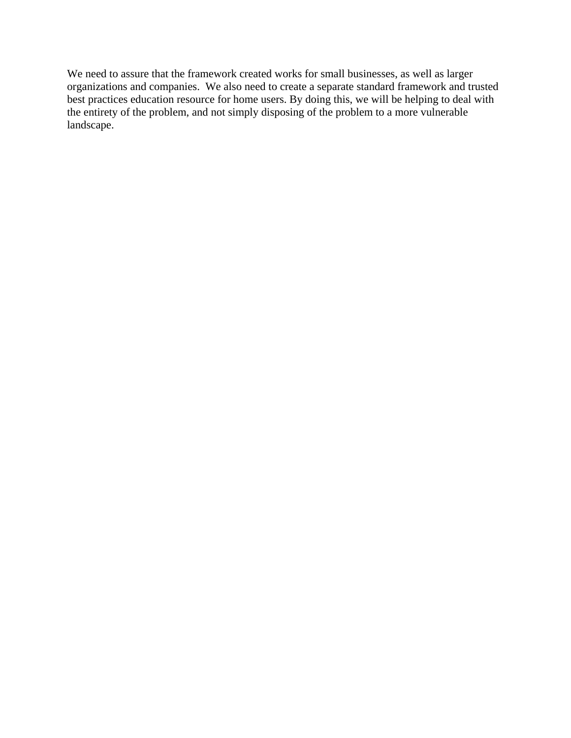We need to assure that the framework created works for small businesses, as well as larger organizations and companies. We also need to create a separate standard framework and trusted best practices education resource for home users. By doing this, we will be helping to deal with the entirety of the problem, and not simply disposing of the problem to a more vulnerable landscape.